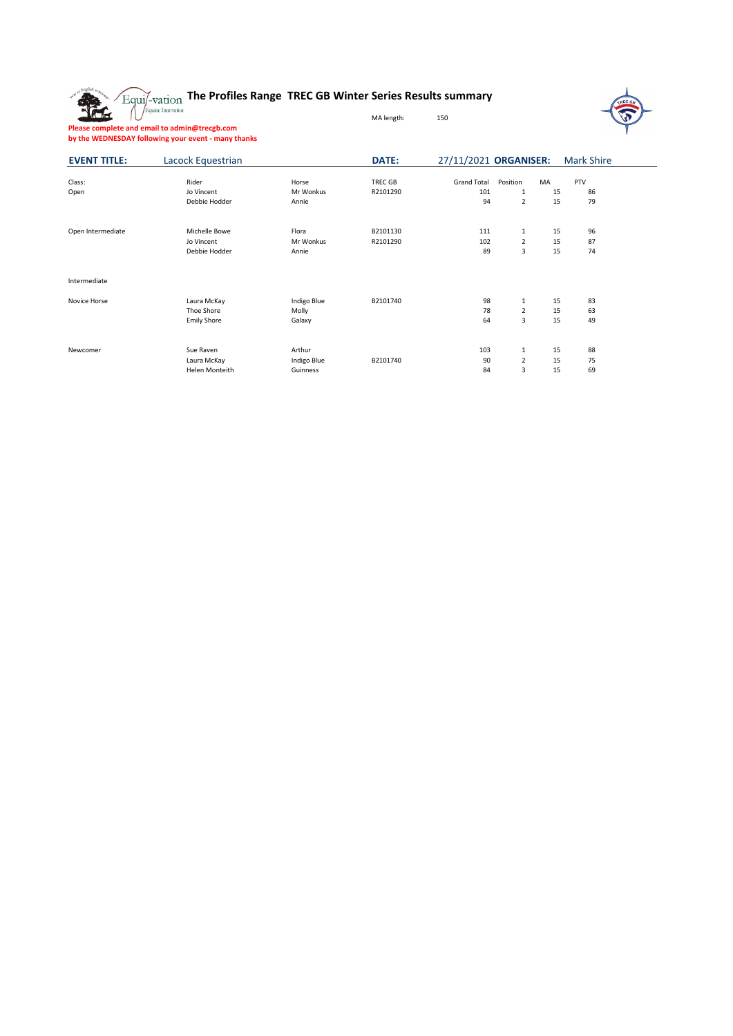# The Profiles Range TREC GB Winter Series Results summary

MA length: 150

**Please complete and email to admin@trecgb.com**
**by the WEDNESDAY following your event - many thanks**

**EVENT TITLE:** Lacock Equestrian **DATE:** 27/11/2021 **ORGANISER:** Mark Shire

| Class: | Rider | Horse | TREC GB | Grand Total | Position | MA | PTV |
|---|---|---|---|---|---|---|---|
| Open | Jo Vincent | Mr Wonkus | R2101290 | 101 | 1 | 15 | 86 |
| | Debbie Hodder | Annie | | 94 | 2 | 15 | 79 |
| | | | | | | | |
| Open Intermediate | Michelle Bowe | Flora | B2101130 | 111 | 1 | 15 | 96 |
| | Jo Vincent | Mr Wonkus | R2101290 | 102 | 2 | 15 | 87 |
| | Debbie Hodder | Annie | | 89 | 3 | 15 | 74 |
| | | | | | | | |
| Intermediate | | | | | | | |
| | | | | | | | |
| Novice Horse | Laura McKay | Indigo Blue | B2101740 | 98 | 1 | 15 | 83 |
| | Thoe Shore | Molly | | 78 | 2 | 15 | 63 |
| | Emily Shore | Galaxy | | 64 | 3 | 15 | 49 |
| | | | | | | | |
| Newcomer | Sue Raven | Arthur | | 103 | 1 | 15 | 88 |
| | Laura McKay | Indigo Blue | B2101740 | 90 | 2 | 15 | 75 |
| | Helen Monteith | Guinness | | 84 | 3 | 15 | 69 |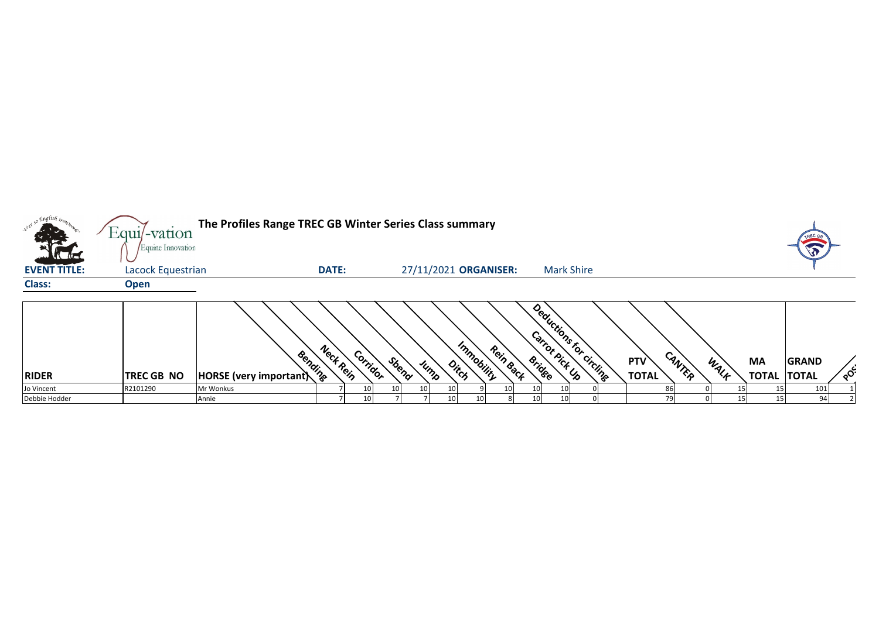# The Profiles Range TREC GB Winter Series Class summary

**EVENT TITLE:** Lacock Equestrian **DATE:** 27/11/2021 **ORGANISER:** Mark Shire

**Class:** **Open**

| RIDER | TREC GB NO | HORSE (very important) | Bending | Neck Rein | Corridor | Sbend | Jump | Ditch | Immobility | Rein Back | Bridge | Carrot Pick Up | Deductions for circling | PTV TOTAL | CANTER | WALK | MA TOTAL | GRAND TOTAL | POS |
|---|---|---|---|---|---|---|---|---|---|---|---|---|---|---|---|---|---|---|---|
| Jo Vincent | R2101290 | Mr Wonkus | 7 | 10 | 10 | 10 | 10 | 9 | 10 | 10 | 10 | 0 | | 86 | 0 | 15 | 15 | 101 | 1 |
| Debbie Hodder | | Annie | 7 | 10 | 7 | 7 | 10 | 10 | 8 | 10 | 10 | 0 | | 79 | 0 | 15 | 15 | 94 | 2 |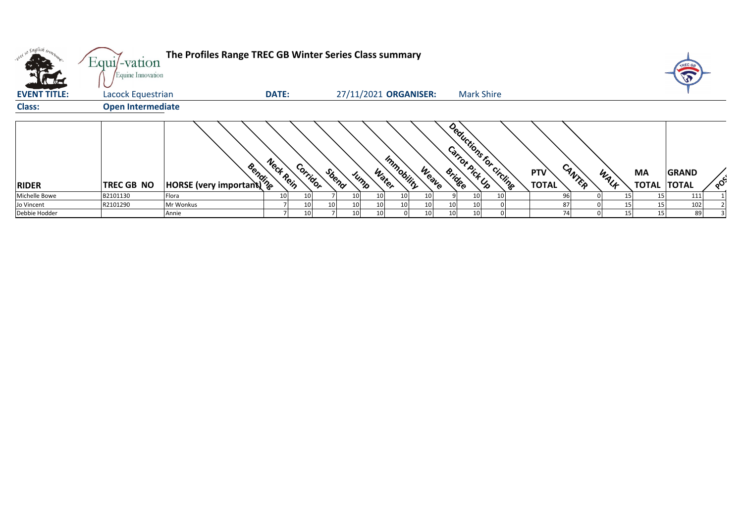# The Profiles Range TREC GB Winter Series Class summary

Equi-vation
Equine Innovation

**EVENT TITLE:** Lacock Equestrian **DATE:** 27/11/2021 **ORGANISER:** Mark Shire

**Class:** **Open Intermediate**

| RIDER | TREC GB NO | HORSE (very important) | Bending | Neck Rein | Corridor | Sbend | Jump | Water | Immobility | Weave | Bridge | Carrot Pick Up | Deductions for circling | PTV TOTAL | CANTER | WALK | MA TOTAL | GRAND TOTAL | POS |
|---|---|---|---|---|---|---|---|---|---|---|---|---|---|---|---|---|---|---|---|
| Michelle Bowe | B2101130 | Flora | 10 | 10 | 7 | 10 | 10 | 10 | 10 | 9 | 10 | 10 | | 96 | 0 | 15 | 15 | 111 | 1 |
| Jo Vincent | R2101290 | Mr Wonkus | 7 | 10 | 10 | 10 | 10 | 10 | 10 | 10 | 10 | 0 | | 87 | 0 | 15 | 15 | 102 | 2 |
| Debbie Hodder | | Annie | 7 | 10 | 7 | 10 | 10 | 0 | 10 | 10 | 10 | 0 | | 74 | 0 | 15 | 15 | 89 | 3 |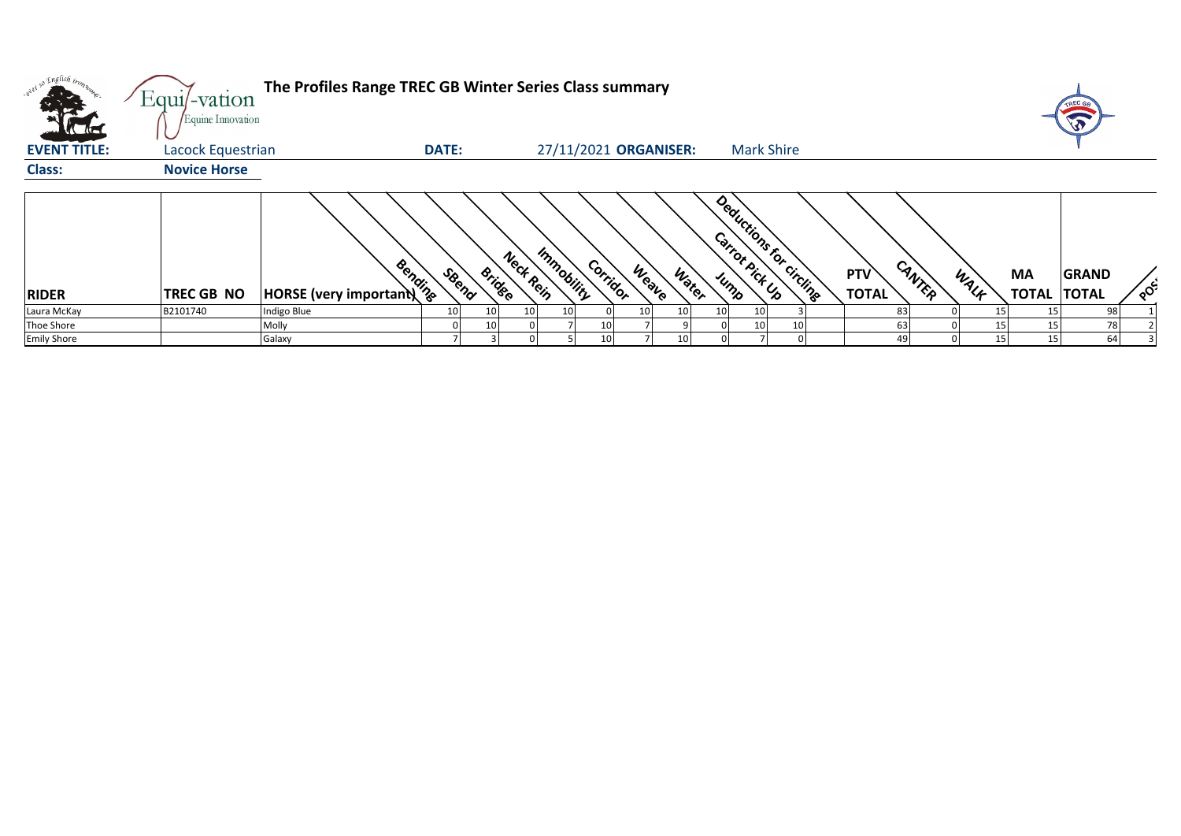# The Profiles Range TREC GB Winter Series Class summary

**EVENT TITLE:** Lacock Equestrian **DATE:** 27/11/2021 **ORGANISER:** Mark Shire

**Class:** **Novice Horse**

| RIDER | TREC GB NO | HORSE (very important) | Bending | SBend | Bridge | Neck Rein | Immobility | Corridor | Weave | Water | Jump | Carrot Pick Up | Deductions for circling | PTV TOTAL | CANTER | WALK | MA TOTAL | GRAND TOTAL | POS |
|---|---|---|---|---|---|---|---|---|---|---|---|---|---|---|---|---|---|---|---|
| Laura McKay | B2101740 | Indigo Blue | 10 | 10 | 10 | 10 | 0 | 10 | 10 | 10 | 10 | 3 | | 83 | 0 | 15 | 15 | 98 | 1 |
| Thoe Shore | | Molly | 0 | 10 | 0 | 7 | 10 | 7 | 9 | 0 | 10 | 10 | | 63 | 0 | 15 | 15 | 78 | 2 |
| Emily Shore | | Galaxy | 7 | 3 | 0 | 5 | 10 | 7 | 10 | 0 | 7 | 0 | | 49 | 0 | 15 | 15 | 64 | 3 |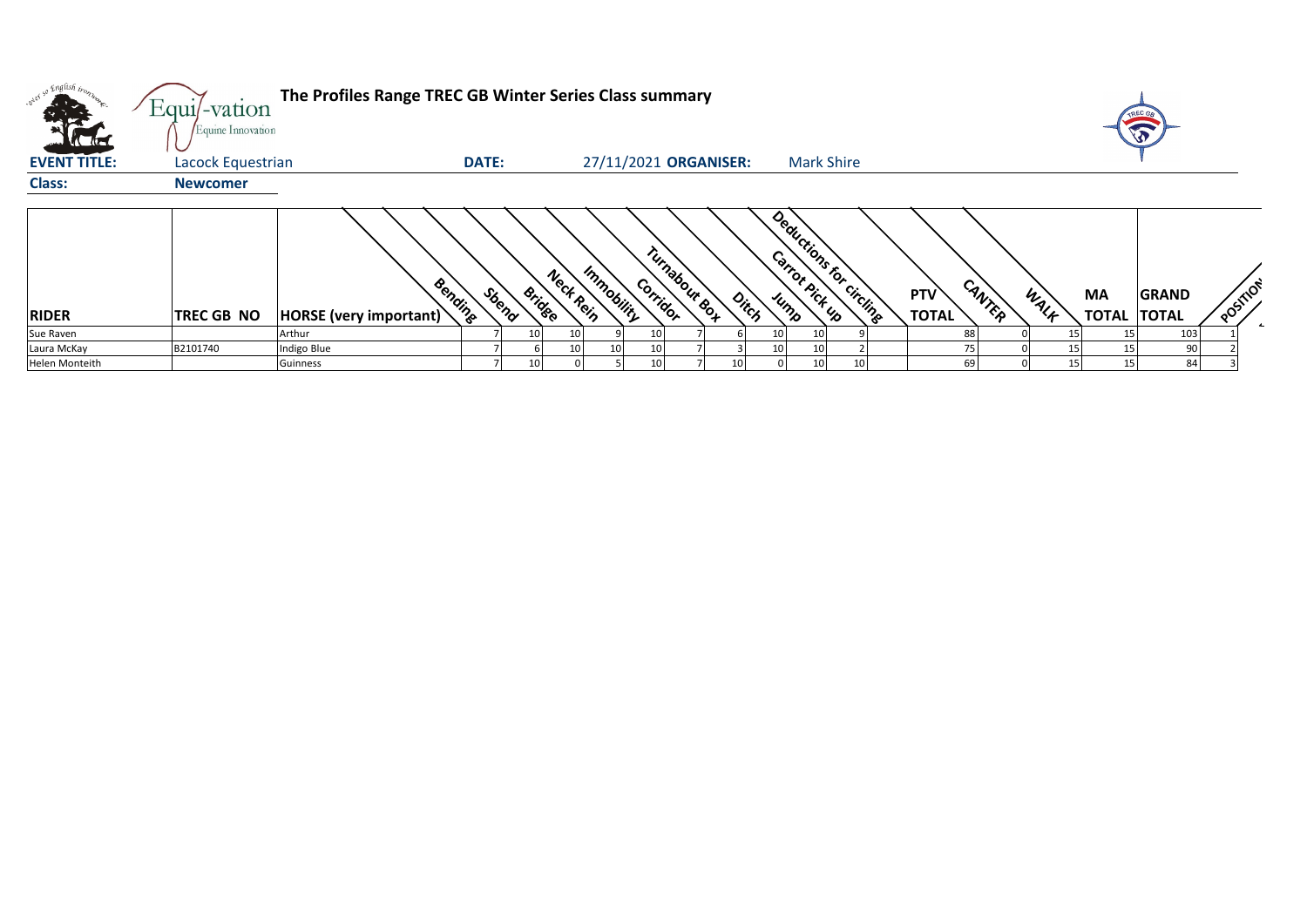# The Profiles Range TREC GB Winter Series Class summary

**EVENT TITLE:** Lacock Equestrian **DATE:** 27/11/2021 **ORGANISER:** Mark Shire

**Class:** **Newcomer**

| RIDER | TREC GB NO | HORSE (very important) | Bending | S bend | Bridge | Neck Rein | Immobility | Corridor | Turnabout Box | Ditch | Jump | Carrot Pick up | Deductions for circling | PTV TOTAL | CANTER | WALK | MA TOTAL | GRAND TOTAL | POSITION |
|---|---|---|---|---|---|---|---|---|---|---|---|---|---|---|---|---|---|---|---|
| Sue Raven | | Arthur | 7 | 10 | 10 | 9 | 10 | 7 | 6 | 10 | 10 | 9 | | 88 | 0 | 15 | 15 | 103 | 1 |
| Laura McKay | B2101740 | Indigo Blue | 7 | 6 | 10 | 10 | 10 | 7 | 3 | 10 | 10 | 2 | | 75 | 0 | 15 | 15 | 90 | 2 |
| Helen Monteith | | Guinness | 7 | 10 | 0 | 5 | 10 | 7 | 10 | 0 | 10 | 10 | | 69 | 0 | 15 | 15 | 84 | 3 |